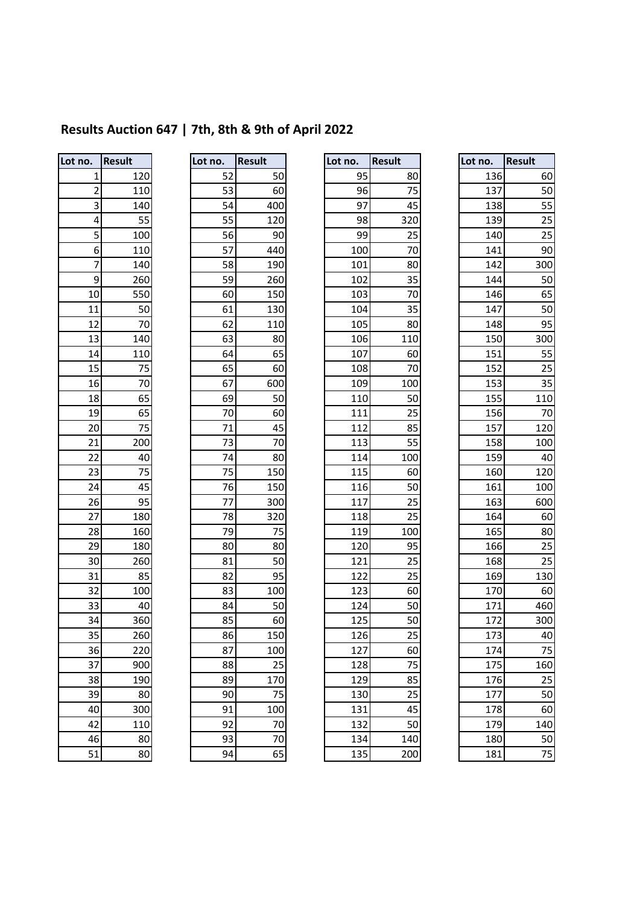## Results Auction 647 | 7th, 8th & 9th of April 2022

| Lot no. | Result |
|---|---|
| 1 | 120 |
| 2 | 110 |
| 3 | 140 |
| 4 | 55 |
| 5 | 100 |
| 6 | 110 |
| 7 | 140 |
| 9 | 260 |
| 10 | 550 |
| 11 | 50 |
| 12 | 70 |
| 13 | 140 |
| 14 | 110 |
| 15 | 75 |
| 16 | 70 |
| 18 | 65 |
| 19 | 65 |
| 20 | 75 |
| 21 | 200 |
| 22 | 40 |
| 23 | 75 |
| 24 | 45 |
| 26 | 95 |
| 27 | 180 |
| 28 | 160 |
| 29 | 180 |
| 30 | 260 |
| 31 | 85 |
| 32 | 100 |
| 33 | 40 |
| 34 | 360 |
| 35 | 260 |
| 36 | 220 |
| 37 | 900 |
| 38 | 190 |
| 39 | 80 |
| 40 | 300 |
| 42 | 110 |
| 46 | 80 |
| 51 | 80 |

| Lot no. | Result |
|---|---|
| 52 | 50 |
| 53 | 60 |
| 54 | 400 |
| 55 | 120 |
| 56 | 90 |
| 57 | 440 |
| 58 | 190 |
| 59 | 260 |
| 60 | 150 |
| 61 | 130 |
| 62 | 110 |
| 63 | 80 |
| 64 | 65 |
| 65 | 60 |
| 67 | 600 |
| 69 | 50 |
| 70 | 60 |
| 71 | 45 |
| 73 | 70 |
| 74 | 80 |
| 75 | 150 |
| 76 | 150 |
| 77 | 300 |
| 78 | 320 |
| 79 | 75 |
| 80 | 80 |
| 81 | 50 |
| 82 | 95 |
| 83 | 100 |
| 84 | 50 |
| 85 | 60 |
| 86 | 150 |
| 87 | 100 |
| 88 | 25 |
| 89 | 170 |
| 90 | 75 |
| 91 | 100 |
| 92 | 70 |
| 93 | 70 |
| 94 | 65 |

| Lot no. | Result |
|---|---|
| 95 | 80 |
| 96 | 75 |
| 97 | 45 |
| 98 | 320 |
| 99 | 25 |
| 100 | 70 |
| 101 | 80 |
| 102 | 35 |
| 103 | 70 |
| 104 | 35 |
| 105 | 80 |
| 106 | 110 |
| 107 | 60 |
| 108 | 70 |
| 109 | 100 |
| 110 | 50 |
| 111 | 25 |
| 112 | 85 |
| 113 | 55 |
| 114 | 100 |
| 115 | 60 |
| 116 | 50 |
| 117 | 25 |
| 118 | 25 |
| 119 | 100 |
| 120 | 95 |
| 121 | 25 |
| 122 | 25 |
| 123 | 60 |
| 124 | 50 |
| 125 | 50 |
| 126 | 25 |
| 127 | 60 |
| 128 | 75 |
| 129 | 85 |
| 130 | 25 |
| 131 | 45 |
| 132 | 50 |
| 134 | 140 |
| 135 | 200 |

| Lot no. | Result |
|---|---|
| 136 | 60 |
| 137 | 50 |
| 138 | 55 |
| 139 | 25 |
| 140 | 25 |
| 141 | 90 |
| 142 | 300 |
| 144 | 50 |
| 146 | 65 |
| 147 | 50 |
| 148 | 95 |
| 150 | 300 |
| 151 | 55 |
| 152 | 25 |
| 153 | 35 |
| 155 | 110 |
| 156 | 70 |
| 157 | 120 |
| 158 | 100 |
| 159 | 40 |
| 160 | 120 |
| 161 | 100 |
| 163 | 600 |
| 164 | 60 |
| 165 | 80 |
| 166 | 25 |
| 168 | 25 |
| 169 | 130 |
| 170 | 60 |
| 171 | 460 |
| 172 | 300 |
| 173 | 40 |
| 174 | 75 |
| 175 | 160 |
| 176 | 25 |
| 177 | 50 |
| 178 | 60 |
| 179 | 140 |
| 180 | 50 |
| 181 | 75 |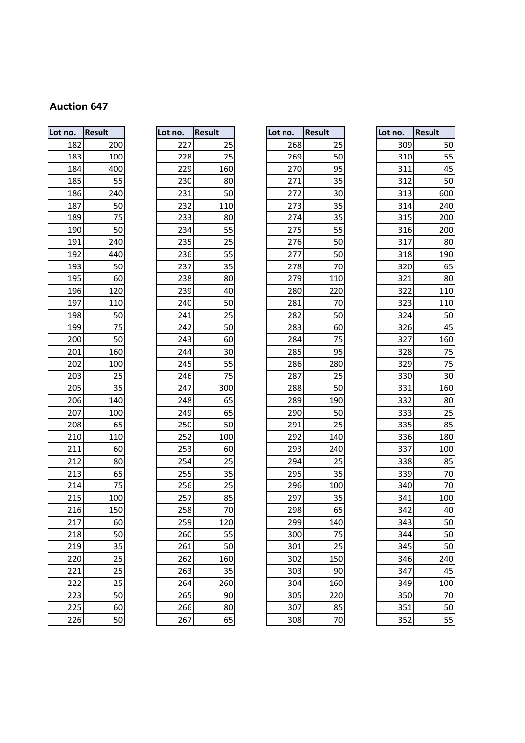## Auction 647

| Lot no. | Result |
|---|---|
| 182 | 200 |
| 183 | 100 |
| 184 | 400 |
| 185 | 55 |
| 186 | 240 |
| 187 | 50 |
| 189 | 75 |
| 190 | 50 |
| 191 | 240 |
| 192 | 440 |
| 193 | 50 |
| 195 | 60 |
| 196 | 120 |
| 197 | 110 |
| 198 | 50 |
| 199 | 75 |
| 200 | 50 |
| 201 | 160 |
| 202 | 100 |
| 203 | 25 |
| 205 | 35 |
| 206 | 140 |
| 207 | 100 |
| 208 | 65 |
| 210 | 110 |
| 211 | 60 |
| 212 | 80 |
| 213 | 65 |
| 214 | 75 |
| 215 | 100 |
| 216 | 150 |
| 217 | 60 |
| 218 | 50 |
| 219 | 35 |
| 220 | 25 |
| 221 | 25 |
| 222 | 25 |
| 223 | 50 |
| 225 | 60 |
| 226 | 50 |

| Lot no. | Result |
|---|---|
| 227 | 25 |
| 228 | 25 |
| 229 | 160 |
| 230 | 80 |
| 231 | 50 |
| 232 | 110 |
| 233 | 80 |
| 234 | 55 |
| 235 | 25 |
| 236 | 55 |
| 237 | 35 |
| 238 | 80 |
| 239 | 40 |
| 240 | 50 |
| 241 | 25 |
| 242 | 50 |
| 243 | 60 |
| 244 | 30 |
| 245 | 55 |
| 246 | 75 |
| 247 | 300 |
| 248 | 65 |
| 249 | 65 |
| 250 | 50 |
| 252 | 100 |
| 253 | 60 |
| 254 | 25 |
| 255 | 35 |
| 256 | 25 |
| 257 | 85 |
| 258 | 70 |
| 259 | 120 |
| 260 | 55 |
| 261 | 50 |
| 262 | 160 |
| 263 | 35 |
| 264 | 260 |
| 265 | 90 |
| 266 | 80 |
| 267 | 65 |

| Lot no. | Result |
|---|---|
| 268 | 25 |
| 269 | 50 |
| 270 | 95 |
| 271 | 35 |
| 272 | 30 |
| 273 | 35 |
| 274 | 35 |
| 275 | 55 |
| 276 | 50 |
| 277 | 50 |
| 278 | 70 |
| 279 | 110 |
| 280 | 220 |
| 281 | 70 |
| 282 | 50 |
| 283 | 60 |
| 284 | 75 |
| 285 | 95 |
| 286 | 280 |
| 287 | 25 |
| 288 | 50 |
| 289 | 190 |
| 290 | 50 |
| 291 | 25 |
| 292 | 140 |
| 293 | 240 |
| 294 | 25 |
| 295 | 35 |
| 296 | 100 |
| 297 | 35 |
| 298 | 65 |
| 299 | 140 |
| 300 | 75 |
| 301 | 25 |
| 302 | 150 |
| 303 | 90 |
| 304 | 160 |
| 305 | 220 |
| 307 | 85 |
| 308 | 70 |

| Lot no. | Result |
|---|---|
| 309 | 50 |
| 310 | 55 |
| 311 | 45 |
| 312 | 50 |
| 313 | 600 |
| 314 | 240 |
| 315 | 200 |
| 316 | 200 |
| 317 | 80 |
| 318 | 190 |
| 320 | 65 |
| 321 | 80 |
| 322 | 110 |
| 323 | 110 |
| 324 | 50 |
| 326 | 45 |
| 327 | 160 |
| 328 | 75 |
| 329 | 75 |
| 330 | 30 |
| 331 | 160 |
| 332 | 80 |
| 333 | 25 |
| 335 | 85 |
| 336 | 180 |
| 337 | 100 |
| 338 | 85 |
| 339 | 70 |
| 340 | 70 |
| 341 | 100 |
| 342 | 40 |
| 343 | 50 |
| 344 | 50 |
| 345 | 50 |
| 346 | 240 |
| 347 | 45 |
| 349 | 100 |
| 350 | 70 |
| 351 | 50 |
| 352 | 55 |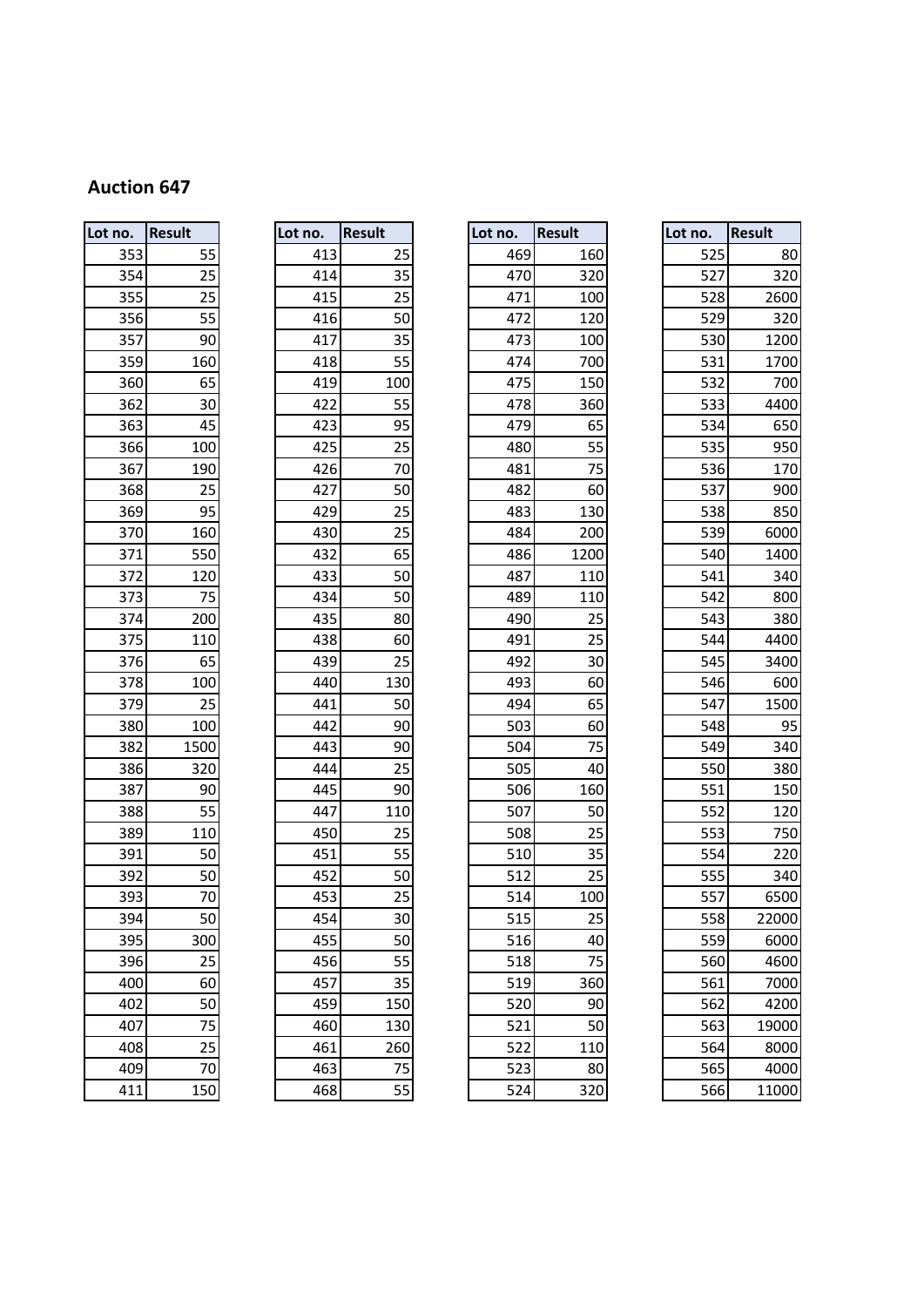**Auction 647**

| Lot no. | Result |
|---|---|
| 353 | 55 |
| 354 | 25 |
| 355 | 25 |
| 356 | 55 |
| 357 | 90 |
| 359 | 160 |
| 360 | 65 |
| 362 | 30 |
| 363 | 45 |
| 366 | 100 |
| 367 | 190 |
| 368 | 25 |
| 369 | 95 |
| 370 | 160 |
| 371 | 550 |
| 372 | 120 |
| 373 | 75 |
| 374 | 200 |
| 375 | 110 |
| 376 | 65 |
| 378 | 100 |
| 379 | 25 |
| 380 | 100 |
| 382 | 1500 |
| 386 | 320 |
| 387 | 90 |
| 388 | 55 |
| 389 | 110 |
| 391 | 50 |
| 392 | 50 |
| 393 | 70 |
| 394 | 50 |
| 395 | 300 |
| 396 | 25 |
| 400 | 60 |
| 402 | 50 |
| 407 | 75 |
| 408 | 25 |
| 409 | 70 |
| 411 | 150 |

| Lot no. | Result |
|---|---|
| 413 | 25 |
| 414 | 35 |
| 415 | 25 |
| 416 | 50 |
| 417 | 35 |
| 418 | 55 |
| 419 | 100 |
| 422 | 55 |
| 423 | 95 |
| 425 | 25 |
| 426 | 70 |
| 427 | 50 |
| 429 | 25 |
| 430 | 25 |
| 432 | 65 |
| 433 | 50 |
| 434 | 50 |
| 435 | 80 |
| 438 | 60 |
| 439 | 25 |
| 440 | 130 |
| 441 | 50 |
| 442 | 90 |
| 443 | 90 |
| 444 | 25 |
| 445 | 90 |
| 447 | 110 |
| 450 | 25 |
| 451 | 55 |
| 452 | 50 |
| 453 | 25 |
| 454 | 30 |
| 455 | 50 |
| 456 | 55 |
| 457 | 35 |
| 459 | 150 |
| 460 | 130 |
| 461 | 260 |
| 463 | 75 |
| 468 | 55 |

| Lot no. | Result |
|---|---|
| 469 | 160 |
| 470 | 320 |
| 471 | 100 |
| 472 | 120 |
| 473 | 100 |
| 474 | 700 |
| 475 | 150 |
| 478 | 360 |
| 479 | 65 |
| 480 | 55 |
| 481 | 75 |
| 482 | 60 |
| 483 | 130 |
| 484 | 200 |
| 486 | 1200 |
| 487 | 110 |
| 489 | 110 |
| 490 | 25 |
| 491 | 25 |
| 492 | 30 |
| 493 | 60 |
| 494 | 65 |
| 503 | 60 |
| 504 | 75 |
| 505 | 40 |
| 506 | 160 |
| 507 | 50 |
| 508 | 25 |
| 510 | 35 |
| 512 | 25 |
| 514 | 100 |
| 515 | 25 |
| 516 | 40 |
| 518 | 75 |
| 519 | 360 |
| 520 | 90 |
| 521 | 50 |
| 522 | 110 |
| 523 | 80 |
| 524 | 320 |

| Lot no. | Result |
|---|---|
| 525 | 80 |
| 527 | 320 |
| 528 | 2600 |
| 529 | 320 |
| 530 | 1200 |
| 531 | 1700 |
| 532 | 700 |
| 533 | 4400 |
| 534 | 650 |
| 535 | 950 |
| 536 | 170 |
| 537 | 900 |
| 538 | 850 |
| 539 | 6000 |
| 540 | 1400 |
| 541 | 340 |
| 542 | 800 |
| 543 | 380 |
| 544 | 4400 |
| 545 | 3400 |
| 546 | 600 |
| 547 | 1500 |
| 548 | 95 |
| 549 | 340 |
| 550 | 380 |
| 551 | 150 |
| 552 | 120 |
| 553 | 750 |
| 554 | 220 |
| 555 | 340 |
| 557 | 6500 |
| 558 | 22000 |
| 559 | 6000 |
| 560 | 4600 |
| 561 | 7000 |
| 562 | 4200 |
| 563 | 19000 |
| 564 | 8000 |
| 565 | 4000 |
| 566 | 11000 |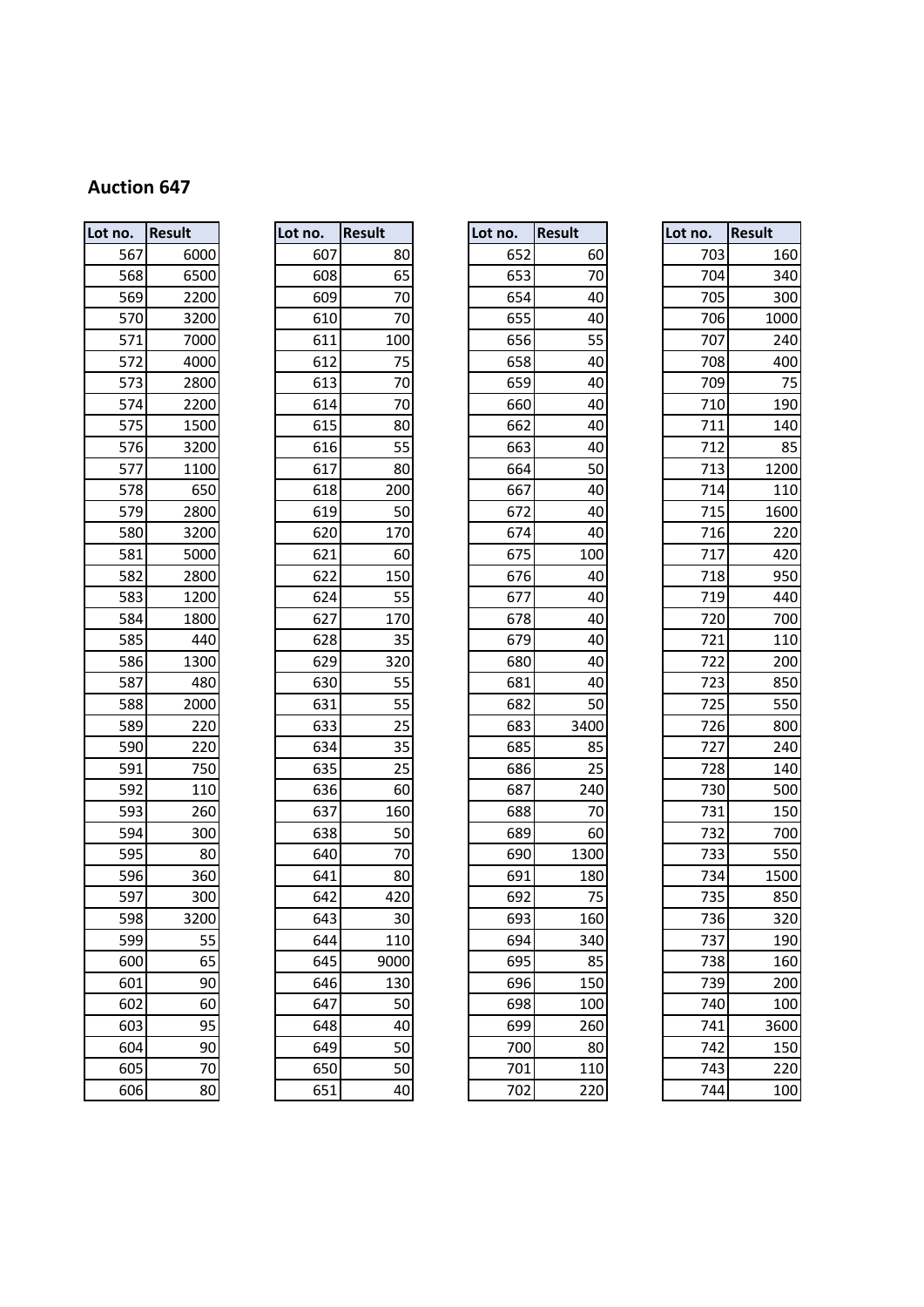## Auction 647

| Lot no. | Result |
|---|---|
| 567 | 6000 |
| 568 | 6500 |
| 569 | 2200 |
| 570 | 3200 |
| 571 | 7000 |
| 572 | 4000 |
| 573 | 2800 |
| 574 | 2200 |
| 575 | 1500 |
| 576 | 3200 |
| 577 | 1100 |
| 578 | 650 |
| 579 | 2800 |
| 580 | 3200 |
| 581 | 5000 |
| 582 | 2800 |
| 583 | 1200 |
| 584 | 1800 |
| 585 | 440 |
| 586 | 1300 |
| 587 | 480 |
| 588 | 2000 |
| 589 | 220 |
| 590 | 220 |
| 591 | 750 |
| 592 | 110 |
| 593 | 260 |
| 594 | 300 |
| 595 | 80 |
| 596 | 360 |
| 597 | 300 |
| 598 | 3200 |
| 599 | 55 |
| 600 | 65 |
| 601 | 90 |
| 602 | 60 |
| 603 | 95 |
| 604 | 90 |
| 605 | 70 |
| 606 | 80 |

| Lot no. | Result |
|---|---|
| 607 | 80 |
| 608 | 65 |
| 609 | 70 |
| 610 | 70 |
| 611 | 100 |
| 612 | 75 |
| 613 | 70 |
| 614 | 70 |
| 615 | 80 |
| 616 | 55 |
| 617 | 80 |
| 618 | 200 |
| 619 | 50 |
| 620 | 170 |
| 621 | 60 |
| 622 | 150 |
| 624 | 55 |
| 627 | 170 |
| 628 | 35 |
| 629 | 320 |
| 630 | 55 |
| 631 | 55 |
| 633 | 25 |
| 634 | 35 |
| 635 | 25 |
| 636 | 60 |
| 637 | 160 |
| 638 | 50 |
| 640 | 70 |
| 641 | 80 |
| 642 | 420 |
| 643 | 30 |
| 644 | 110 |
| 645 | 9000 |
| 646 | 130 |
| 647 | 50 |
| 648 | 40 |
| 649 | 50 |
| 650 | 50 |
| 651 | 40 |

| Lot no. | Result |
|---|---|
| 652 | 60 |
| 653 | 70 |
| 654 | 40 |
| 655 | 40 |
| 656 | 55 |
| 658 | 40 |
| 659 | 40 |
| 660 | 40 |
| 662 | 40 |
| 663 | 40 |
| 664 | 50 |
| 667 | 40 |
| 672 | 40 |
| 674 | 40 |
| 675 | 100 |
| 676 | 40 |
| 677 | 40 |
| 678 | 40 |
| 679 | 40 |
| 680 | 40 |
| 681 | 40 |
| 682 | 50 |
| 683 | 3400 |
| 685 | 85 |
| 686 | 25 |
| 687 | 240 |
| 688 | 70 |
| 689 | 60 |
| 690 | 1300 |
| 691 | 180 |
| 692 | 75 |
| 693 | 160 |
| 694 | 340 |
| 695 | 85 |
| 696 | 150 |
| 698 | 100 |
| 699 | 260 |
| 700 | 80 |
| 701 | 110 |
| 702 | 220 |

| Lot no. | Result |
|---|---|
| 703 | 160 |
| 704 | 340 |
| 705 | 300 |
| 706 | 1000 |
| 707 | 240 |
| 708 | 400 |
| 709 | 75 |
| 710 | 190 |
| 711 | 140 |
| 712 | 85 |
| 713 | 1200 |
| 714 | 110 |
| 715 | 1600 |
| 716 | 220 |
| 717 | 420 |
| 718 | 950 |
| 719 | 440 |
| 720 | 700 |
| 721 | 110 |
| 722 | 200 |
| 723 | 850 |
| 725 | 550 |
| 726 | 800 |
| 727 | 240 |
| 728 | 140 |
| 730 | 500 |
| 731 | 150 |
| 732 | 700 |
| 733 | 550 |
| 734 | 1500 |
| 735 | 850 |
| 736 | 320 |
| 737 | 190 |
| 738 | 160 |
| 739 | 200 |
| 740 | 100 |
| 741 | 3600 |
| 742 | 150 |
| 743 | 220 |
| 744 | 100 |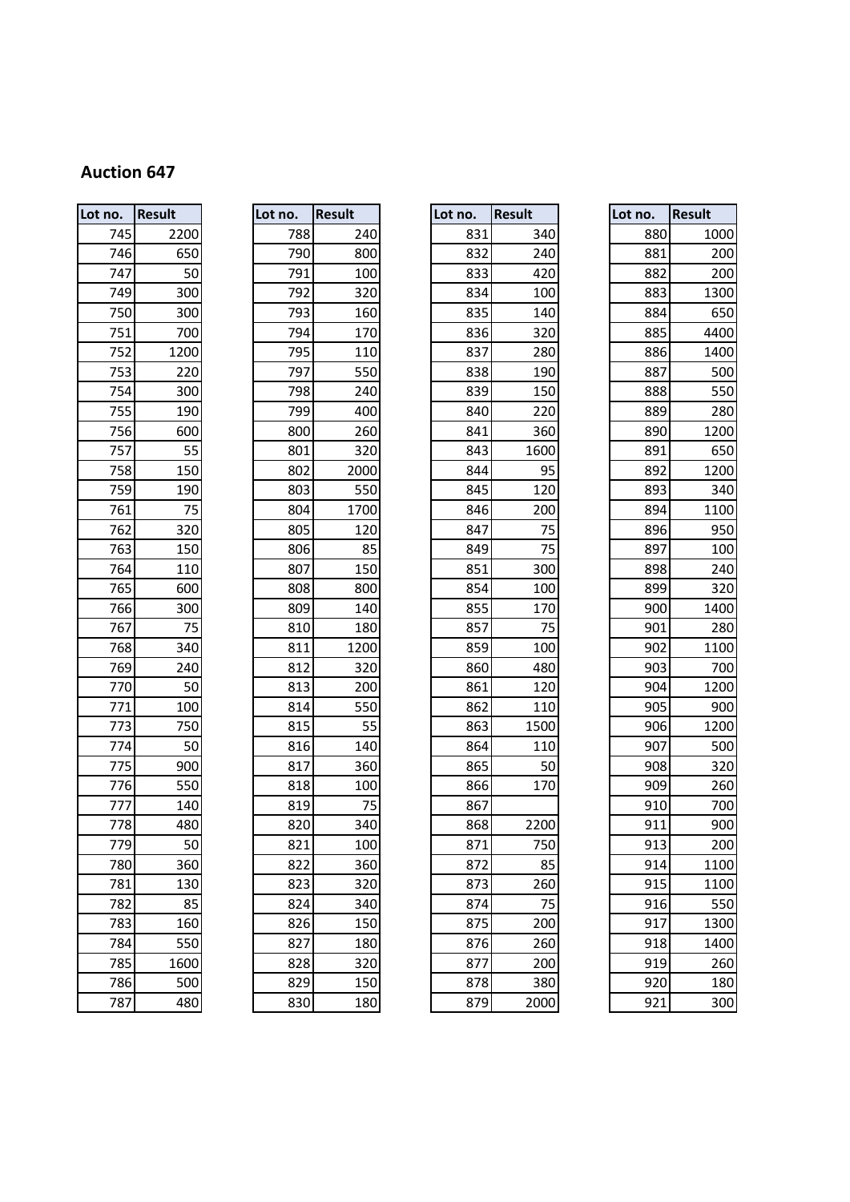**Auction 647**

| Lot no. | Result |
|---|---|
| 745 | 2200 |
| 746 | 650 |
| 747 | 50 |
| 749 | 300 |
| 750 | 300 |
| 751 | 700 |
| 752 | 1200 |
| 753 | 220 |
| 754 | 300 |
| 755 | 190 |
| 756 | 600 |
| 757 | 55 |
| 758 | 150 |
| 759 | 190 |
| 761 | 75 |
| 762 | 320 |
| 763 | 150 |
| 764 | 110 |
| 765 | 600 |
| 766 | 300 |
| 767 | 75 |
| 768 | 340 |
| 769 | 240 |
| 770 | 50 |
| 771 | 100 |
| 773 | 750 |
| 774 | 50 |
| 775 | 900 |
| 776 | 550 |
| 777 | 140 |
| 778 | 480 |
| 779 | 50 |
| 780 | 360 |
| 781 | 130 |
| 782 | 85 |
| 783 | 160 |
| 784 | 550 |
| 785 | 1600 |
| 786 | 500 |
| 787 | 480 |

| Lot no. | Result |
|---|---|
| 788 | 240 |
| 790 | 800 |
| 791 | 100 |
| 792 | 320 |
| 793 | 160 |
| 794 | 170 |
| 795 | 110 |
| 797 | 550 |
| 798 | 240 |
| 799 | 400 |
| 800 | 260 |
| 801 | 320 |
| 802 | 2000 |
| 803 | 550 |
| 804 | 1700 |
| 805 | 120 |
| 806 | 85 |
| 807 | 150 |
| 808 | 800 |
| 809 | 140 |
| 810 | 180 |
| 811 | 1200 |
| 812 | 320 |
| 813 | 200 |
| 814 | 550 |
| 815 | 55 |
| 816 | 140 |
| 817 | 360 |
| 818 | 100 |
| 819 | 75 |
| 820 | 340 |
| 821 | 100 |
| 822 | 360 |
| 823 | 320 |
| 824 | 340 |
| 826 | 150 |
| 827 | 180 |
| 828 | 320 |
| 829 | 150 |
| 830 | 180 |

| Lot no. | Result |
|---|---|
| 831 | 340 |
| 832 | 240 |
| 833 | 420 |
| 834 | 100 |
| 835 | 140 |
| 836 | 320 |
| 837 | 280 |
| 838 | 190 |
| 839 | 150 |
| 840 | 220 |
| 841 | 360 |
| 843 | 1600 |
| 844 | 95 |
| 845 | 120 |
| 846 | 200 |
| 847 | 75 |
| 849 | 75 |
| 851 | 300 |
| 854 | 100 |
| 855 | 170 |
| 857 | 75 |
| 859 | 100 |
| 860 | 480 |
| 861 | 120 |
| 862 | 110 |
| 863 | 1500 |
| 864 | 110 |
| 865 | 50 |
| 866 | 170 |
| 867 | |
| 868 | 2200 |
| 871 | 750 |
| 872 | 85 |
| 873 | 260 |
| 874 | 75 |
| 875 | 200 |
| 876 | 260 |
| 877 | 200 |
| 878 | 380 |
| 879 | 2000 |

| Lot no. | Result |
|---|---|
| 880 | 1000 |
| 881 | 200 |
| 882 | 200 |
| 883 | 1300 |
| 884 | 650 |
| 885 | 4400 |
| 886 | 1400 |
| 887 | 500 |
| 888 | 550 |
| 889 | 280 |
| 890 | 1200 |
| 891 | 650 |
| 892 | 1200 |
| 893 | 340 |
| 894 | 1100 |
| 896 | 950 |
| 897 | 100 |
| 898 | 240 |
| 899 | 320 |
| 900 | 1400 |
| 901 | 280 |
| 902 | 1100 |
| 903 | 700 |
| 904 | 1200 |
| 905 | 900 |
| 906 | 1200 |
| 907 | 500 |
| 908 | 320 |
| 909 | 260 |
| 910 | 700 |
| 911 | 900 |
| 913 | 200 |
| 914 | 1100 |
| 915 | 1100 |
| 916 | 550 |
| 917 | 1300 |
| 918 | 1400 |
| 919 | 260 |
| 920 | 180 |
| 921 | 300 |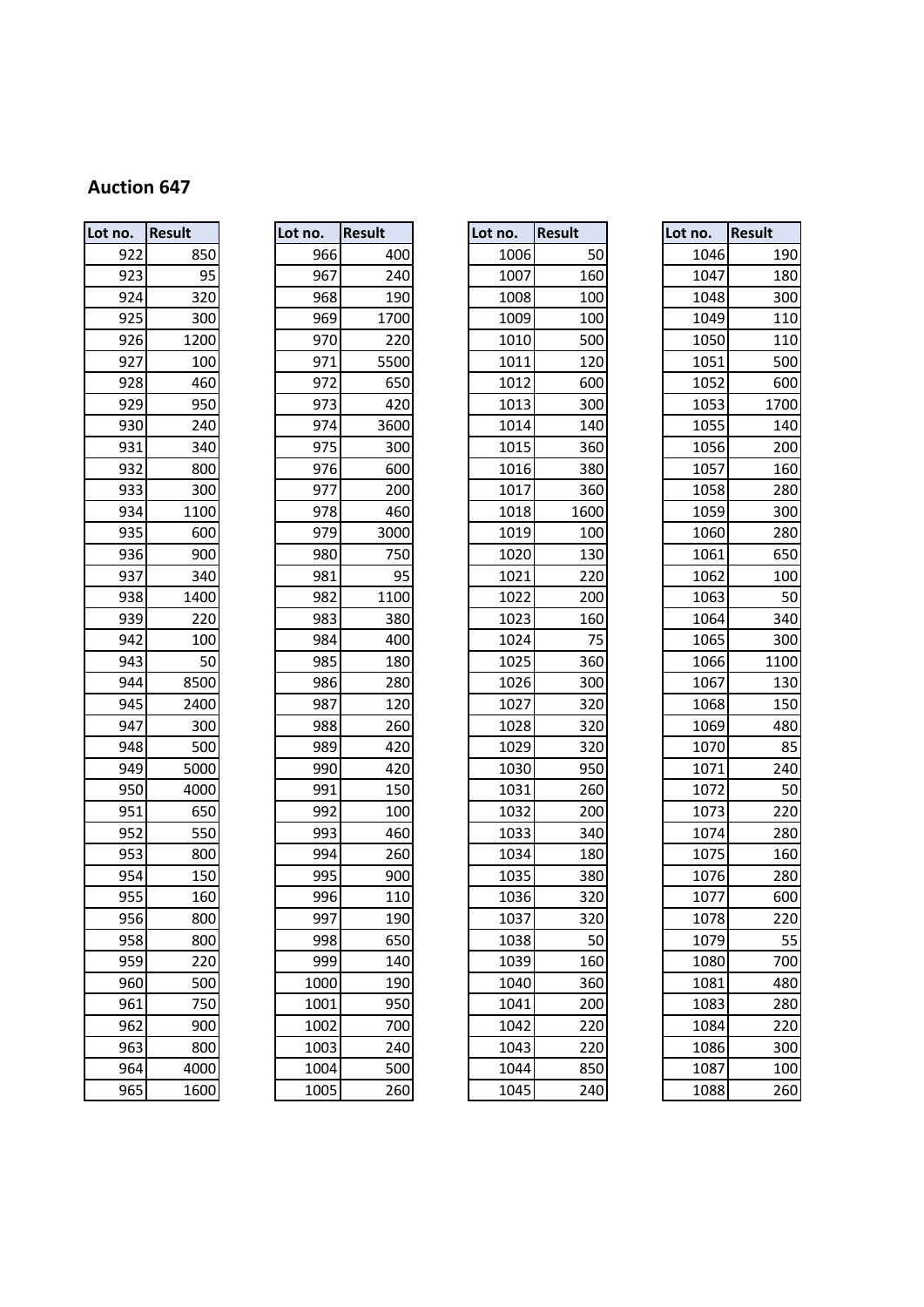## Auction 647

| Lot no. | Result |
|---|---|
| 922 | 850 |
| 923 | 95 |
| 924 | 320 |
| 925 | 300 |
| 926 | 1200 |
| 927 | 100 |
| 928 | 460 |
| 929 | 950 |
| 930 | 240 |
| 931 | 340 |
| 932 | 800 |
| 933 | 300 |
| 934 | 1100 |
| 935 | 600 |
| 936 | 900 |
| 937 | 340 |
| 938 | 1400 |
| 939 | 220 |
| 942 | 100 |
| 943 | 50 |
| 944 | 8500 |
| 945 | 2400 |
| 947 | 300 |
| 948 | 500 |
| 949 | 5000 |
| 950 | 4000 |
| 951 | 650 |
| 952 | 550 |
| 953 | 800 |
| 954 | 150 |
| 955 | 160 |
| 956 | 800 |
| 958 | 800 |
| 959 | 220 |
| 960 | 500 |
| 961 | 750 |
| 962 | 900 |
| 963 | 800 |
| 964 | 4000 |
| 965 | 1600 |

| Lot no. | Result |
|---|---|
| 966 | 400 |
| 967 | 240 |
| 968 | 190 |
| 969 | 1700 |
| 970 | 220 |
| 971 | 5500 |
| 972 | 650 |
| 973 | 420 |
| 974 | 3600 |
| 975 | 300 |
| 976 | 600 |
| 977 | 200 |
| 978 | 460 |
| 979 | 3000 |
| 980 | 750 |
| 981 | 95 |
| 982 | 1100 |
| 983 | 380 |
| 984 | 400 |
| 985 | 180 |
| 986 | 280 |
| 987 | 120 |
| 988 | 260 |
| 989 | 420 |
| 990 | 420 |
| 991 | 150 |
| 992 | 100 |
| 993 | 460 |
| 994 | 260 |
| 995 | 900 |
| 996 | 110 |
| 997 | 190 |
| 998 | 650 |
| 999 | 140 |
| 1000 | 190 |
| 1001 | 950 |
| 1002 | 700 |
| 1003 | 240 |
| 1004 | 500 |
| 1005 | 260 |

| Lot no. | Result |
|---|---|
| 1006 | 50 |
| 1007 | 160 |
| 1008 | 100 |
| 1009 | 100 |
| 1010 | 500 |
| 1011 | 120 |
| 1012 | 600 |
| 1013 | 300 |
| 1014 | 140 |
| 1015 | 360 |
| 1016 | 380 |
| 1017 | 360 |
| 1018 | 1600 |
| 1019 | 100 |
| 1020 | 130 |
| 1021 | 220 |
| 1022 | 200 |
| 1023 | 160 |
| 1024 | 75 |
| 1025 | 360 |
| 1026 | 300 |
| 1027 | 320 |
| 1028 | 320 |
| 1029 | 320 |
| 1030 | 950 |
| 1031 | 260 |
| 1032 | 200 |
| 1033 | 340 |
| 1034 | 180 |
| 1035 | 380 |
| 1036 | 320 |
| 1037 | 320 |
| 1038 | 50 |
| 1039 | 160 |
| 1040 | 360 |
| 1041 | 200 |
| 1042 | 220 |
| 1043 | 220 |
| 1044 | 850 |
| 1045 | 240 |

| Lot no. | Result |
|---|---|
| 1046 | 190 |
| 1047 | 180 |
| 1048 | 300 |
| 1049 | 110 |
| 1050 | 110 |
| 1051 | 500 |
| 1052 | 600 |
| 1053 | 1700 |
| 1055 | 140 |
| 1056 | 200 |
| 1057 | 160 |
| 1058 | 280 |
| 1059 | 300 |
| 1060 | 280 |
| 1061 | 650 |
| 1062 | 100 |
| 1063 | 50 |
| 1064 | 340 |
| 1065 | 300 |
| 1066 | 1100 |
| 1067 | 130 |
| 1068 | 150 |
| 1069 | 480 |
| 1070 | 85 |
| 1071 | 240 |
| 1072 | 50 |
| 1073 | 220 |
| 1074 | 280 |
| 1075 | 160 |
| 1076 | 280 |
| 1077 | 600 |
| 1078 | 220 |
| 1079 | 55 |
| 1080 | 700 |
| 1081 | 480 |
| 1083 | 280 |
| 1084 | 220 |
| 1086 | 300 |
| 1087 | 100 |
| 1088 | 260 |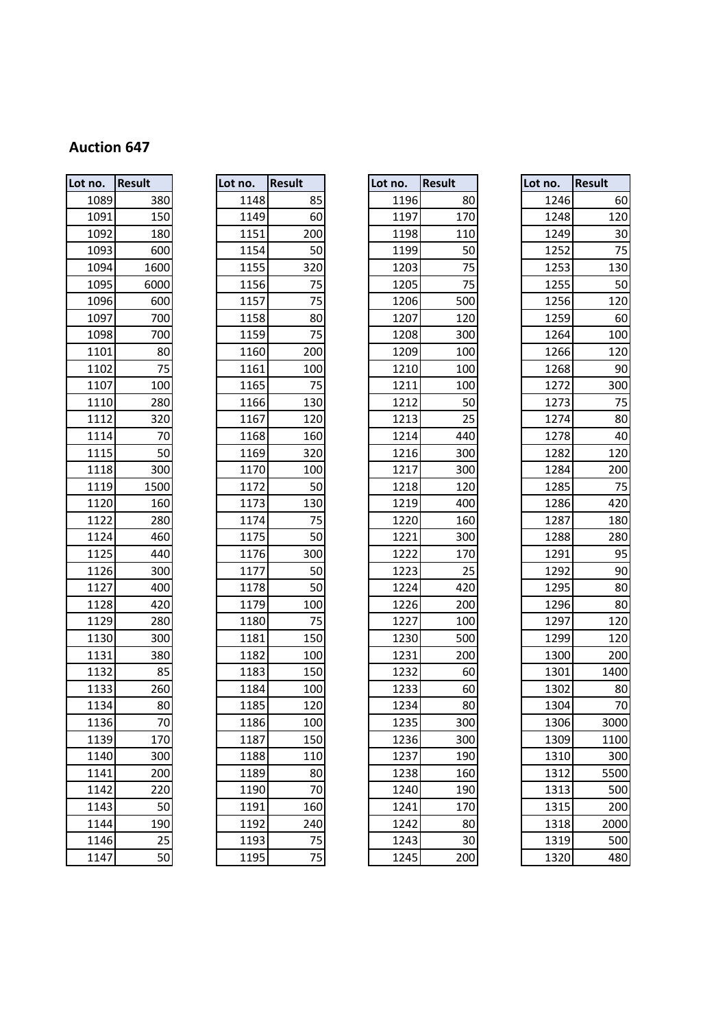## Auction 647

| Lot no. | Result |
|---|---|
| 1089 | 380 |
| 1091 | 150 |
| 1092 | 180 |
| 1093 | 600 |
| 1094 | 1600 |
| 1095 | 6000 |
| 1096 | 600 |
| 1097 | 700 |
| 1098 | 700 |
| 1101 | 80 |
| 1102 | 75 |
| 1107 | 100 |
| 1110 | 280 |
| 1112 | 320 |
| 1114 | 70 |
| 1115 | 50 |
| 1118 | 300 |
| 1119 | 1500 |
| 1120 | 160 |
| 1122 | 280 |
| 1124 | 460 |
| 1125 | 440 |
| 1126 | 300 |
| 1127 | 400 |
| 1128 | 420 |
| 1129 | 280 |
| 1130 | 300 |
| 1131 | 380 |
| 1132 | 85 |
| 1133 | 260 |
| 1134 | 80 |
| 1136 | 70 |
| 1139 | 170 |
| 1140 | 300 |
| 1141 | 200 |
| 1142 | 220 |
| 1143 | 50 |
| 1144 | 190 |
| 1146 | 25 |
| 1147 | 50 |

| Lot no. | Result |
|---|---|
| 1148 | 85 |
| 1149 | 60 |
| 1151 | 200 |
| 1154 | 50 |
| 1155 | 320 |
| 1156 | 75 |
| 1157 | 75 |
| 1158 | 80 |
| 1159 | 75 |
| 1160 | 200 |
| 1161 | 100 |
| 1165 | 75 |
| 1166 | 130 |
| 1167 | 120 |
| 1168 | 160 |
| 1169 | 320 |
| 1170 | 100 |
| 1172 | 50 |
| 1173 | 130 |
| 1174 | 75 |
| 1175 | 50 |
| 1176 | 300 |
| 1177 | 50 |
| 1178 | 50 |
| 1179 | 100 |
| 1180 | 75 |
| 1181 | 150 |
| 1182 | 100 |
| 1183 | 150 |
| 1184 | 100 |
| 1185 | 120 |
| 1186 | 100 |
| 1187 | 150 |
| 1188 | 110 |
| 1189 | 80 |
| 1190 | 70 |
| 1191 | 160 |
| 1192 | 240 |
| 1193 | 75 |
| 1195 | 75 |

| Lot no. | Result |
|---|---|
| 1196 | 80 |
| 1197 | 170 |
| 1198 | 110 |
| 1199 | 50 |
| 1203 | 75 |
| 1205 | 75 |
| 1206 | 500 |
| 1207 | 120 |
| 1208 | 300 |
| 1209 | 100 |
| 1210 | 100 |
| 1211 | 100 |
| 1212 | 50 |
| 1213 | 25 |
| 1214 | 440 |
| 1216 | 300 |
| 1217 | 300 |
| 1218 | 120 |
| 1219 | 400 |
| 1220 | 160 |
| 1221 | 300 |
| 1222 | 170 |
| 1223 | 25 |
| 1224 | 420 |
| 1226 | 200 |
| 1227 | 100 |
| 1230 | 500 |
| 1231 | 200 |
| 1232 | 60 |
| 1233 | 60 |
| 1234 | 80 |
| 1235 | 300 |
| 1236 | 300 |
| 1237 | 190 |
| 1238 | 160 |
| 1240 | 190 |
| 1241 | 170 |
| 1242 | 80 |
| 1243 | 30 |
| 1245 | 200 |

| Lot no. | Result |
|---|---|
| 1246 | 60 |
| 1248 | 120 |
| 1249 | 30 |
| 1252 | 75 |
| 1253 | 130 |
| 1255 | 50 |
| 1256 | 120 |
| 1259 | 60 |
| 1264 | 100 |
| 1266 | 120 |
| 1268 | 90 |
| 1272 | 300 |
| 1273 | 75 |
| 1274 | 80 |
| 1278 | 40 |
| 1282 | 120 |
| 1284 | 200 |
| 1285 | 75 |
| 1286 | 420 |
| 1287 | 180 |
| 1288 | 280 |
| 1291 | 95 |
| 1292 | 90 |
| 1295 | 80 |
| 1296 | 80 |
| 1297 | 120 |
| 1299 | 120 |
| 1300 | 200 |
| 1301 | 1400 |
| 1302 | 80 |
| 1304 | 70 |
| 1306 | 3000 |
| 1309 | 1100 |
| 1310 | 300 |
| 1312 | 5500 |
| 1313 | 500 |
| 1315 | 200 |
| 1318 | 2000 |
| 1319 | 500 |
| 1320 | 480 |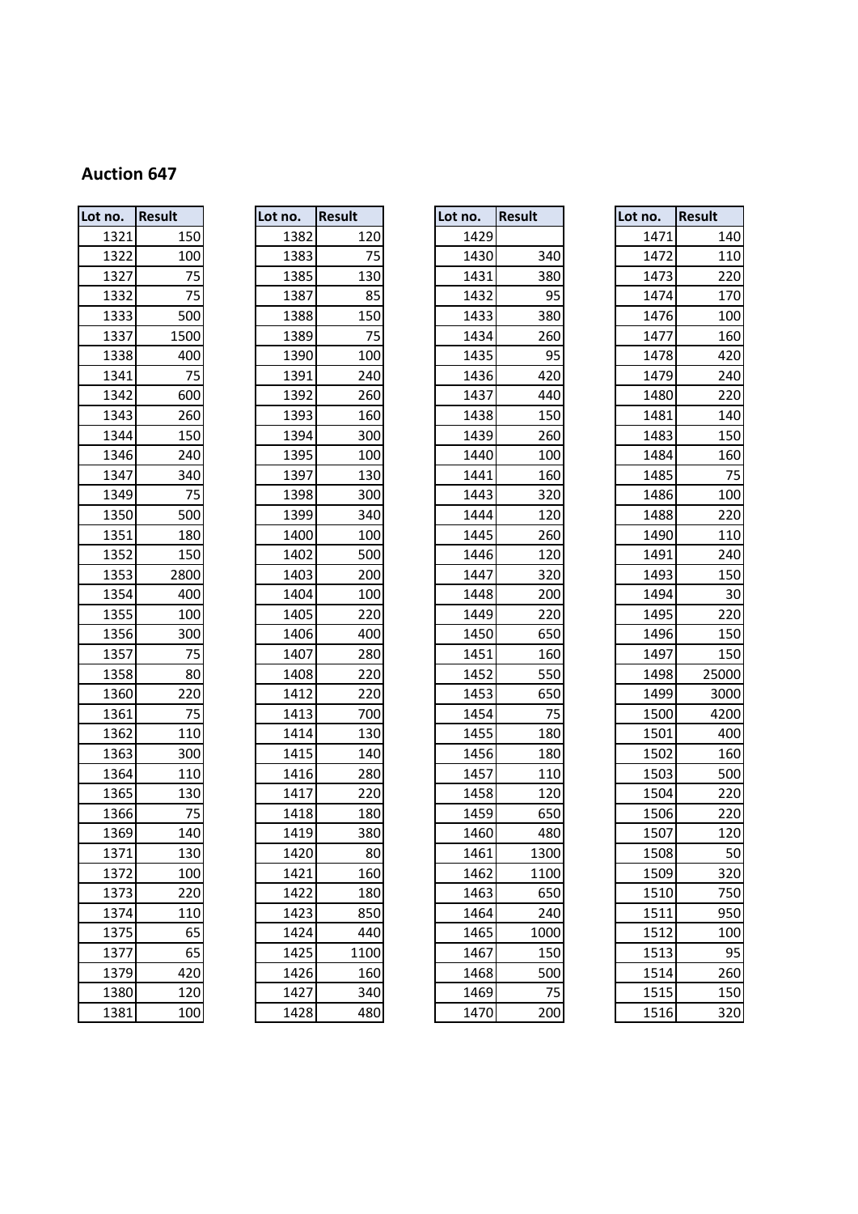## Auction 647

| Lot no. | Result |
|---|---|
| 1321 | 150 |
| 1322 | 100 |
| 1327 | 75 |
| 1332 | 75 |
| 1333 | 500 |
| 1337 | 1500 |
| 1338 | 400 |
| 1341 | 75 |
| 1342 | 600 |
| 1343 | 260 |
| 1344 | 150 |
| 1346 | 240 |
| 1347 | 340 |
| 1349 | 75 |
| 1350 | 500 |
| 1351 | 180 |
| 1352 | 150 |
| 1353 | 2800 |
| 1354 | 400 |
| 1355 | 100 |
| 1356 | 300 |
| 1357 | 75 |
| 1358 | 80 |
| 1360 | 220 |
| 1361 | 75 |
| 1362 | 110 |
| 1363 | 300 |
| 1364 | 110 |
| 1365 | 130 |
| 1366 | 75 |
| 1369 | 140 |
| 1371 | 130 |
| 1372 | 100 |
| 1373 | 220 |
| 1374 | 110 |
| 1375 | 65 |
| 1377 | 65 |
| 1379 | 420 |
| 1380 | 120 |
| 1381 | 100 |

| Lot no. | Result |
|---|---|
| 1382 | 120 |
| 1383 | 75 |
| 1385 | 130 |
| 1387 | 85 |
| 1388 | 150 |
| 1389 | 75 |
| 1390 | 100 |
| 1391 | 240 |
| 1392 | 260 |
| 1393 | 160 |
| 1394 | 300 |
| 1395 | 100 |
| 1397 | 130 |
| 1398 | 300 |
| 1399 | 340 |
| 1400 | 100 |
| 1402 | 500 |
| 1403 | 200 |
| 1404 | 100 |
| 1405 | 220 |
| 1406 | 400 |
| 1407 | 280 |
| 1408 | 220 |
| 1412 | 220 |
| 1413 | 700 |
| 1414 | 130 |
| 1415 | 140 |
| 1416 | 280 |
| 1417 | 220 |
| 1418 | 180 |
| 1419 | 380 |
| 1420 | 80 |
| 1421 | 160 |
| 1422 | 180 |
| 1423 | 850 |
| 1424 | 440 |
| 1425 | 1100 |
| 1426 | 160 |
| 1427 | 340 |
| 1428 | 480 |

| Lot no. | Result |
|---|---|
| 1429 | |
| 1430 | 340 |
| 1431 | 380 |
| 1432 | 95 |
| 1433 | 380 |
| 1434 | 260 |
| 1435 | 95 |
| 1436 | 420 |
| 1437 | 440 |
| 1438 | 150 |
| 1439 | 260 |
| 1440 | 100 |
| 1441 | 160 |
| 1443 | 320 |
| 1444 | 120 |
| 1445 | 260 |
| 1446 | 120 |
| 1447 | 320 |
| 1448 | 200 |
| 1449 | 220 |
| 1450 | 650 |
| 1451 | 160 |
| 1452 | 550 |
| 1453 | 650 |
| 1454 | 75 |
| 1455 | 180 |
| 1456 | 180 |
| 1457 | 110 |
| 1458 | 120 |
| 1459 | 650 |
| 1460 | 480 |
| 1461 | 1300 |
| 1462 | 1100 |
| 1463 | 650 |
| 1464 | 240 |
| 1465 | 1000 |
| 1467 | 150 |
| 1468 | 500 |
| 1469 | 75 |
| 1470 | 200 |

| Lot no. | Result |
|---|---|
| 1471 | 140 |
| 1472 | 110 |
| 1473 | 220 |
| 1474 | 170 |
| 1476 | 100 |
| 1477 | 160 |
| 1478 | 420 |
| 1479 | 240 |
| 1480 | 220 |
| 1481 | 140 |
| 1483 | 150 |
| 1484 | 160 |
| 1485 | 75 |
| 1486 | 100 |
| 1488 | 220 |
| 1490 | 110 |
| 1491 | 240 |
| 1493 | 150 |
| 1494 | 30 |
| 1495 | 220 |
| 1496 | 150 |
| 1497 | 150 |
| 1498 | 25000 |
| 1499 | 3000 |
| 1500 | 4200 |
| 1501 | 400 |
| 1502 | 160 |
| 1503 | 500 |
| 1504 | 220 |
| 1506 | 220 |
| 1507 | 120 |
| 1508 | 50 |
| 1509 | 320 |
| 1510 | 750 |
| 1511 | 950 |
| 1512 | 100 |
| 1513 | 95 |
| 1514 | 260 |
| 1515 | 150 |
| 1516 | 320 |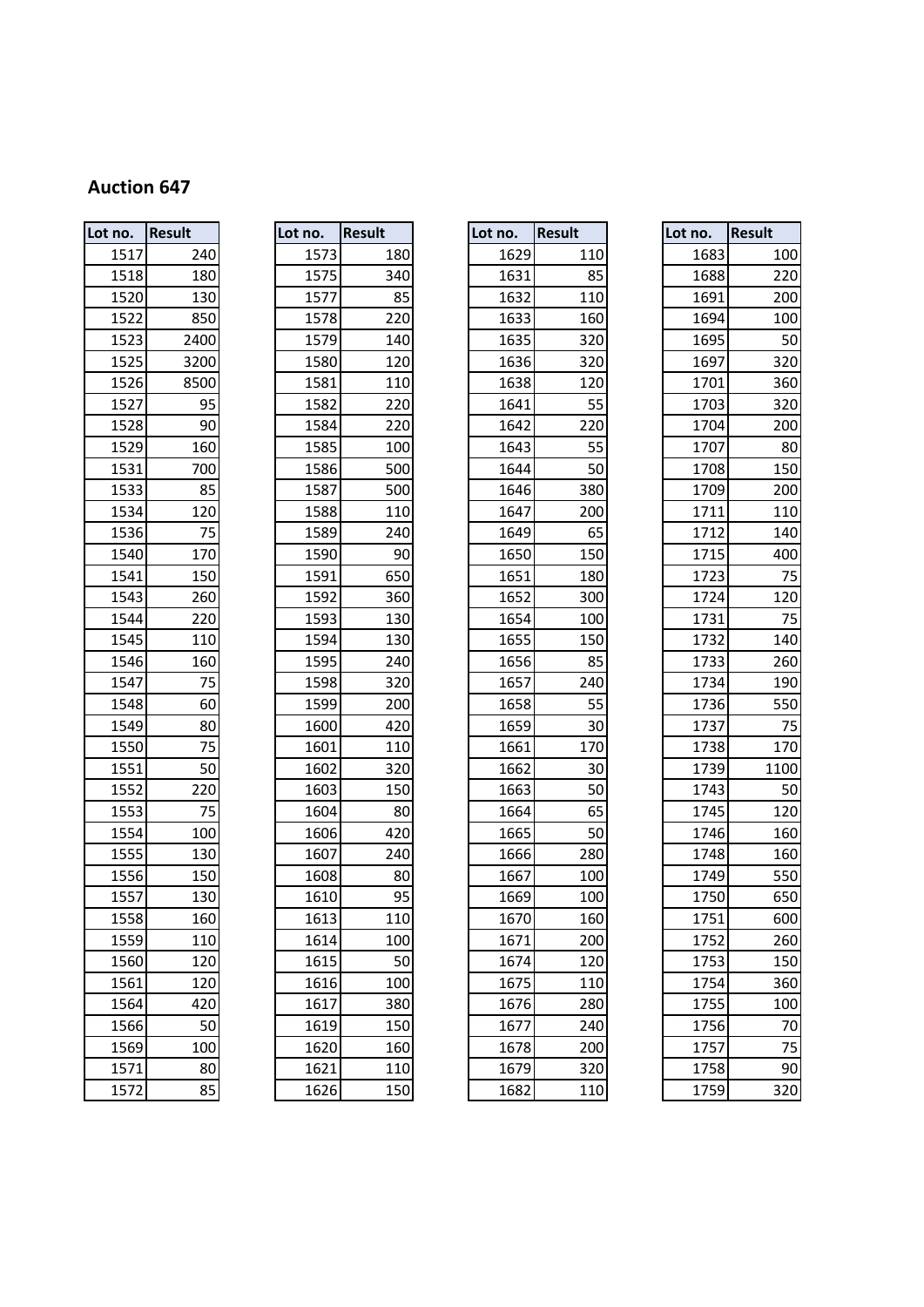## Auction 647

| Lot no. | Result |
|---|---|
| 1517 | 240 |
| 1518 | 180 |
| 1520 | 130 |
| 1522 | 850 |
| 1523 | 2400 |
| 1525 | 3200 |
| 1526 | 8500 |
| 1527 | 95 |
| 1528 | 90 |
| 1529 | 160 |
| 1531 | 700 |
| 1533 | 85 |
| 1534 | 120 |
| 1536 | 75 |
| 1540 | 170 |
| 1541 | 150 |
| 1543 | 260 |
| 1544 | 220 |
| 1545 | 110 |
| 1546 | 160 |
| 1547 | 75 |
| 1548 | 60 |
| 1549 | 80 |
| 1550 | 75 |
| 1551 | 50 |
| 1552 | 220 |
| 1553 | 75 |
| 1554 | 100 |
| 1555 | 130 |
| 1556 | 150 |
| 1557 | 130 |
| 1558 | 160 |
| 1559 | 110 |
| 1560 | 120 |
| 1561 | 120 |
| 1564 | 420 |
| 1566 | 50 |
| 1569 | 100 |
| 1571 | 80 |
| 1572 | 85 |

| Lot no. | Result |
|---|---|
| 1573 | 180 |
| 1575 | 340 |
| 1577 | 85 |
| 1578 | 220 |
| 1579 | 140 |
| 1580 | 120 |
| 1581 | 110 |
| 1582 | 220 |
| 1584 | 220 |
| 1585 | 100 |
| 1586 | 500 |
| 1587 | 500 |
| 1588 | 110 |
| 1589 | 240 |
| 1590 | 90 |
| 1591 | 650 |
| 1592 | 360 |
| 1593 | 130 |
| 1594 | 130 |
| 1595 | 240 |
| 1598 | 320 |
| 1599 | 200 |
| 1600 | 420 |
| 1601 | 110 |
| 1602 | 320 |
| 1603 | 150 |
| 1604 | 80 |
| 1606 | 420 |
| 1607 | 240 |
| 1608 | 80 |
| 1610 | 95 |
| 1613 | 110 |
| 1614 | 100 |
| 1615 | 50 |
| 1616 | 100 |
| 1617 | 380 |
| 1619 | 150 |
| 1620 | 160 |
| 1621 | 110 |
| 1626 | 150 |

| Lot no. | Result |
|---|---|
| 1629 | 110 |
| 1631 | 85 |
| 1632 | 110 |
| 1633 | 160 |
| 1635 | 320 |
| 1636 | 320 |
| 1638 | 120 |
| 1641 | 55 |
| 1642 | 220 |
| 1643 | 55 |
| 1644 | 50 |
| 1646 | 380 |
| 1647 | 200 |
| 1649 | 65 |
| 1650 | 150 |
| 1651 | 180 |
| 1652 | 300 |
| 1654 | 100 |
| 1655 | 150 |
| 1656 | 85 |
| 1657 | 240 |
| 1658 | 55 |
| 1659 | 30 |
| 1661 | 170 |
| 1662 | 30 |
| 1663 | 50 |
| 1664 | 65 |
| 1665 | 50 |
| 1666 | 280 |
| 1667 | 100 |
| 1669 | 100 |
| 1670 | 160 |
| 1671 | 200 |
| 1674 | 120 |
| 1675 | 110 |
| 1676 | 280 |
| 1677 | 240 |
| 1678 | 200 |
| 1679 | 320 |
| 1682 | 110 |

| Lot no. | Result |
|---|---|
| 1683 | 100 |
| 1688 | 220 |
| 1691 | 200 |
| 1694 | 100 |
| 1695 | 50 |
| 1697 | 320 |
| 1701 | 360 |
| 1703 | 320 |
| 1704 | 200 |
| 1707 | 80 |
| 1708 | 150 |
| 1709 | 200 |
| 1711 | 110 |
| 1712 | 140 |
| 1715 | 400 |
| 1723 | 75 |
| 1724 | 120 |
| 1731 | 75 |
| 1732 | 140 |
| 1733 | 260 |
| 1734 | 190 |
| 1736 | 550 |
| 1737 | 75 |
| 1738 | 170 |
| 1739 | 1100 |
| 1743 | 50 |
| 1745 | 120 |
| 1746 | 160 |
| 1748 | 160 |
| 1749 | 550 |
| 1750 | 650 |
| 1751 | 600 |
| 1752 | 260 |
| 1753 | 150 |
| 1754 | 360 |
| 1755 | 100 |
| 1756 | 70 |
| 1757 | 75 |
| 1758 | 90 |
| 1759 | 320 |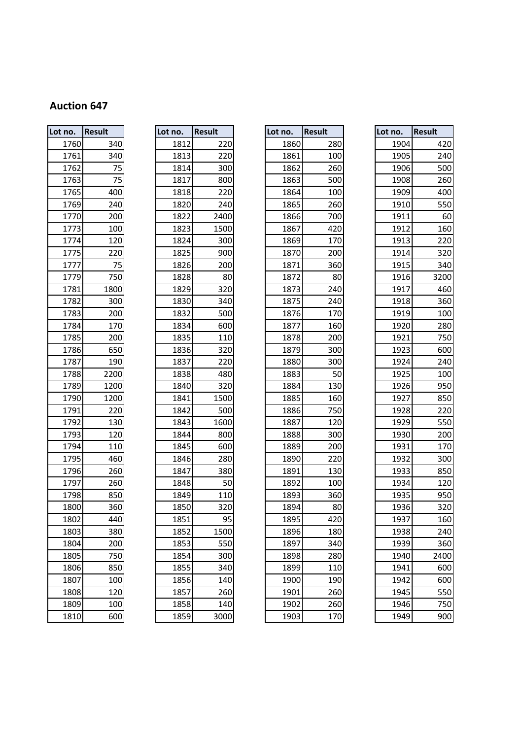**Auction 647**

| Lot no. | Result |
|---|---|
| 1760 | 340 |
| 1761 | 340 |
| 1762 | 75 |
| 1763 | 75 |
| 1765 | 400 |
| 1769 | 240 |
| 1770 | 200 |
| 1773 | 100 |
| 1774 | 120 |
| 1775 | 220 |
| 1777 | 75 |
| 1779 | 750 |
| 1781 | 1800 |
| 1782 | 300 |
| 1783 | 200 |
| 1784 | 170 |
| 1785 | 200 |
| 1786 | 650 |
| 1787 | 190 |
| 1788 | 2200 |
| 1789 | 1200 |
| 1790 | 1200 |
| 1791 | 220 |
| 1792 | 130 |
| 1793 | 120 |
| 1794 | 110 |
| 1795 | 460 |
| 1796 | 260 |
| 1797 | 260 |
| 1798 | 850 |
| 1800 | 360 |
| 1802 | 440 |
| 1803 | 380 |
| 1804 | 200 |
| 1805 | 750 |
| 1806 | 850 |
| 1807 | 100 |
| 1808 | 120 |
| 1809 | 100 |
| 1810 | 600 |

| Lot no. | Result |
|---|---|
| 1812 | 220 |
| 1813 | 220 |
| 1814 | 300 |
| 1817 | 800 |
| 1818 | 220 |
| 1820 | 240 |
| 1822 | 2400 |
| 1823 | 1500 |
| 1824 | 300 |
| 1825 | 900 |
| 1826 | 200 |
| 1828 | 80 |
| 1829 | 320 |
| 1830 | 340 |
| 1832 | 500 |
| 1834 | 600 |
| 1835 | 110 |
| 1836 | 320 |
| 1837 | 220 |
| 1838 | 480 |
| 1840 | 320 |
| 1841 | 1500 |
| 1842 | 500 |
| 1843 | 1600 |
| 1844 | 800 |
| 1845 | 600 |
| 1846 | 280 |
| 1847 | 380 |
| 1848 | 50 |
| 1849 | 110 |
| 1850 | 320 |
| 1851 | 95 |
| 1852 | 1500 |
| 1853 | 550 |
| 1854 | 300 |
| 1855 | 340 |
| 1856 | 140 |
| 1857 | 260 |
| 1858 | 140 |
| 1859 | 3000 |

| Lot no. | Result |
|---|---|
| 1860 | 280 |
| 1861 | 100 |
| 1862 | 260 |
| 1863 | 500 |
| 1864 | 100 |
| 1865 | 260 |
| 1866 | 700 |
| 1867 | 420 |
| 1869 | 170 |
| 1870 | 200 |
| 1871 | 360 |
| 1872 | 80 |
| 1873 | 240 |
| 1875 | 240 |
| 1876 | 170 |
| 1877 | 160 |
| 1878 | 200 |
| 1879 | 300 |
| 1880 | 300 |
| 1883 | 50 |
| 1884 | 130 |
| 1885 | 160 |
| 1886 | 750 |
| 1887 | 120 |
| 1888 | 300 |
| 1889 | 200 |
| 1890 | 220 |
| 1891 | 130 |
| 1892 | 100 |
| 1893 | 360 |
| 1894 | 80 |
| 1895 | 420 |
| 1896 | 180 |
| 1897 | 340 |
| 1898 | 280 |
| 1899 | 110 |
| 1900 | 190 |
| 1901 | 260 |
| 1902 | 260 |
| 1903 | 170 |

| Lot no. | Result |
|---|---|
| 1904 | 420 |
| 1905 | 240 |
| 1906 | 500 |
| 1908 | 260 |
| 1909 | 400 |
| 1910 | 550 |
| 1911 | 60 |
| 1912 | 160 |
| 1913 | 220 |
| 1914 | 320 |
| 1915 | 340 |
| 1916 | 3200 |
| 1917 | 460 |
| 1918 | 360 |
| 1919 | 100 |
| 1920 | 280 |
| 1921 | 750 |
| 1923 | 600 |
| 1924 | 240 |
| 1925 | 100 |
| 1926 | 950 |
| 1927 | 850 |
| 1928 | 220 |
| 1929 | 550 |
| 1930 | 200 |
| 1931 | 170 |
| 1932 | 300 |
| 1933 | 850 |
| 1934 | 120 |
| 1935 | 950 |
| 1936 | 320 |
| 1937 | 160 |
| 1938 | 240 |
| 1939 | 360 |
| 1940 | 2400 |
| 1941 | 600 |
| 1942 | 600 |
| 1945 | 550 |
| 1946 | 750 |
| 1949 | 900 |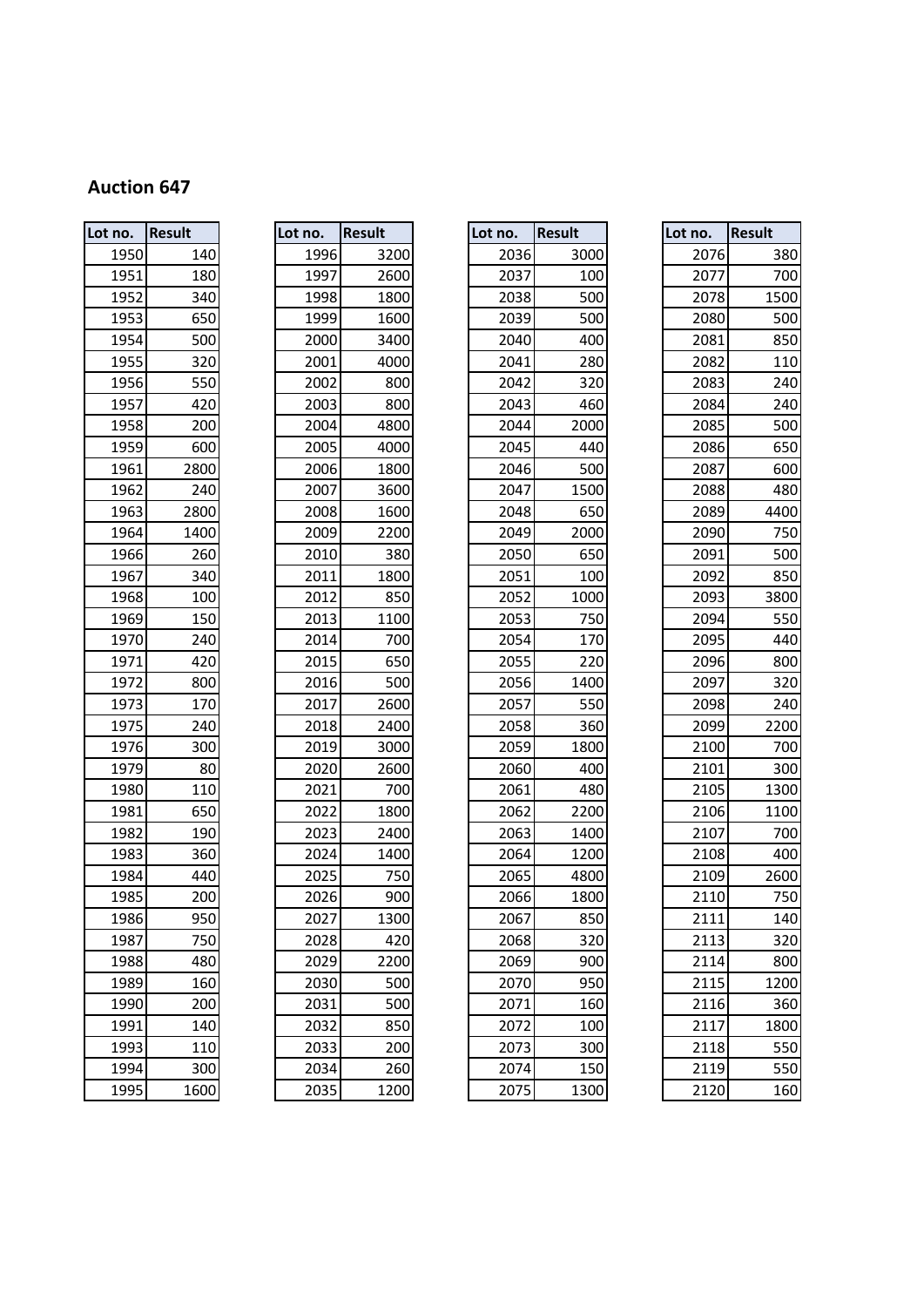**Auction 647**

| Lot no. | Result |
|---|---|
| 1950 | 140 |
| 1951 | 180 |
| 1952 | 340 |
| 1953 | 650 |
| 1954 | 500 |
| 1955 | 320 |
| 1956 | 550 |
| 1957 | 420 |
| 1958 | 200 |
| 1959 | 600 |
| 1961 | 2800 |
| 1962 | 240 |
| 1963 | 2800 |
| 1964 | 1400 |
| 1966 | 260 |
| 1967 | 340 |
| 1968 | 100 |
| 1969 | 150 |
| 1970 | 240 |
| 1971 | 420 |
| 1972 | 800 |
| 1973 | 170 |
| 1975 | 240 |
| 1976 | 300 |
| 1979 | 80 |
| 1980 | 110 |
| 1981 | 650 |
| 1982 | 190 |
| 1983 | 360 |
| 1984 | 440 |
| 1985 | 200 |
| 1986 | 950 |
| 1987 | 750 |
| 1988 | 480 |
| 1989 | 160 |
| 1990 | 200 |
| 1991 | 140 |
| 1993 | 110 |
| 1994 | 300 |
| 1995 | 1600 |

| Lot no. | Result |
|---|---|
| 1996 | 3200 |
| 1997 | 2600 |
| 1998 | 1800 |
| 1999 | 1600 |
| 2000 | 3400 |
| 2001 | 4000 |
| 2002 | 800 |
| 2003 | 800 |
| 2004 | 4800 |
| 2005 | 4000 |
| 2006 | 1800 |
| 2007 | 3600 |
| 2008 | 1600 |
| 2009 | 2200 |
| 2010 | 380 |
| 2011 | 1800 |
| 2012 | 850 |
| 2013 | 1100 |
| 2014 | 700 |
| 2015 | 650 |
| 2016 | 500 |
| 2017 | 2600 |
| 2018 | 2400 |
| 2019 | 3000 |
| 2020 | 2600 |
| 2021 | 700 |
| 2022 | 1800 |
| 2023 | 2400 |
| 2024 | 1400 |
| 2025 | 750 |
| 2026 | 900 |
| 2027 | 1300 |
| 2028 | 420 |
| 2029 | 2200 |
| 2030 | 500 |
| 2031 | 500 |
| 2032 | 850 |
| 2033 | 200 |
| 2034 | 260 |
| 2035 | 1200 |

| Lot no. | Result |
|---|---|
| 2036 | 3000 |
| 2037 | 100 |
| 2038 | 500 |
| 2039 | 500 |
| 2040 | 400 |
| 2041 | 280 |
| 2042 | 320 |
| 2043 | 460 |
| 2044 | 2000 |
| 2045 | 440 |
| 2046 | 500 |
| 2047 | 1500 |
| 2048 | 650 |
| 2049 | 2000 |
| 2050 | 650 |
| 2051 | 100 |
| 2052 | 1000 |
| 2053 | 750 |
| 2054 | 170 |
| 2055 | 220 |
| 2056 | 1400 |
| 2057 | 550 |
| 2058 | 360 |
| 2059 | 1800 |
| 2060 | 400 |
| 2061 | 480 |
| 2062 | 2200 |
| 2063 | 1400 |
| 2064 | 1200 |
| 2065 | 4800 |
| 2066 | 1800 |
| 2067 | 850 |
| 2068 | 320 |
| 2069 | 900 |
| 2070 | 950 |
| 2071 | 160 |
| 2072 | 100 |
| 2073 | 300 |
| 2074 | 150 |
| 2075 | 1300 |

| Lot no. | Result |
|---|---|
| 2076 | 380 |
| 2077 | 700 |
| 2078 | 1500 |
| 2080 | 500 |
| 2081 | 850 |
| 2082 | 110 |
| 2083 | 240 |
| 2084 | 240 |
| 2085 | 500 |
| 2086 | 650 |
| 2087 | 600 |
| 2088 | 480 |
| 2089 | 4400 |
| 2090 | 750 |
| 2091 | 500 |
| 2092 | 850 |
| 2093 | 3800 |
| 2094 | 550 |
| 2095 | 440 |
| 2096 | 800 |
| 2097 | 320 |
| 2098 | 240 |
| 2099 | 2200 |
| 2100 | 700 |
| 2101 | 300 |
| 2105 | 1300 |
| 2106 | 1100 |
| 2107 | 700 |
| 2108 | 400 |
| 2109 | 2600 |
| 2110 | 750 |
| 2111 | 140 |
| 2113 | 320 |
| 2114 | 800 |
| 2115 | 1200 |
| 2116 | 360 |
| 2117 | 1800 |
| 2118 | 550 |
| 2119 | 550 |
| 2120 | 160 |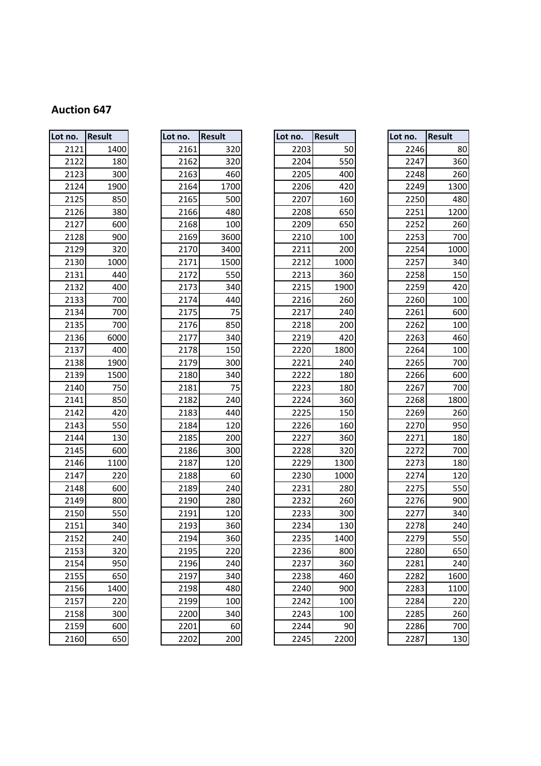**Auction 647**

| Lot no. | Result |
|---|---|
| 2121 | 1400 |
| 2122 | 180 |
| 2123 | 300 |
| 2124 | 1900 |
| 2125 | 850 |
| 2126 | 380 |
| 2127 | 600 |
| 2128 | 900 |
| 2129 | 320 |
| 2130 | 1000 |
| 2131 | 440 |
| 2132 | 400 |
| 2133 | 700 |
| 2134 | 700 |
| 2135 | 700 |
| 2136 | 6000 |
| 2137 | 400 |
| 2138 | 1900 |
| 2139 | 1500 |
| 2140 | 750 |
| 2141 | 850 |
| 2142 | 420 |
| 2143 | 550 |
| 2144 | 130 |
| 2145 | 600 |
| 2146 | 1100 |
| 2147 | 220 |
| 2148 | 600 |
| 2149 | 800 |
| 2150 | 550 |
| 2151 | 340 |
| 2152 | 240 |
| 2153 | 320 |
| 2154 | 950 |
| 2155 | 650 |
| 2156 | 1400 |
| 2157 | 220 |
| 2158 | 300 |
| 2159 | 600 |
| 2160 | 650 |

| Lot no. | Result |
|---|---|
| 2161 | 320 |
| 2162 | 320 |
| 2163 | 460 |
| 2164 | 1700 |
| 2165 | 500 |
| 2166 | 480 |
| 2168 | 100 |
| 2169 | 3600 |
| 2170 | 3400 |
| 2171 | 1500 |
| 2172 | 550 |
| 2173 | 340 |
| 2174 | 440 |
| 2175 | 75 |
| 2176 | 850 |
| 2177 | 340 |
| 2178 | 150 |
| 2179 | 300 |
| 2180 | 340 |
| 2181 | 75 |
| 2182 | 240 |
| 2183 | 440 |
| 2184 | 120 |
| 2185 | 200 |
| 2186 | 300 |
| 2187 | 120 |
| 2188 | 60 |
| 2189 | 240 |
| 2190 | 280 |
| 2191 | 120 |
| 2193 | 360 |
| 2194 | 360 |
| 2195 | 220 |
| 2196 | 240 |
| 2197 | 340 |
| 2198 | 480 |
| 2199 | 100 |
| 2200 | 340 |
| 2201 | 60 |
| 2202 | 200 |

| Lot no. | Result |
|---|---|
| 2203 | 50 |
| 2204 | 550 |
| 2205 | 400 |
| 2206 | 420 |
| 2207 | 160 |
| 2208 | 650 |
| 2209 | 650 |
| 2210 | 100 |
| 2211 | 200 |
| 2212 | 1000 |
| 2213 | 360 |
| 2215 | 1900 |
| 2216 | 260 |
| 2217 | 240 |
| 2218 | 200 |
| 2219 | 420 |
| 2220 | 1800 |
| 2221 | 240 |
| 2222 | 180 |
| 2223 | 180 |
| 2224 | 360 |
| 2225 | 150 |
| 2226 | 160 |
| 2227 | 360 |
| 2228 | 320 |
| 2229 | 1300 |
| 2230 | 1000 |
| 2231 | 280 |
| 2232 | 260 |
| 2233 | 300 |
| 2234 | 130 |
| 2235 | 1400 |
| 2236 | 800 |
| 2237 | 360 |
| 2238 | 460 |
| 2240 | 900 |
| 2242 | 100 |
| 2243 | 100 |
| 2244 | 90 |
| 2245 | 2200 |

| Lot no. | Result |
|---|---|
| 2246 | 80 |
| 2247 | 360 |
| 2248 | 260 |
| 2249 | 1300 |
| 2250 | 480 |
| 2251 | 1200 |
| 2252 | 260 |
| 2253 | 700 |
| 2254 | 1000 |
| 2257 | 340 |
| 2258 | 150 |
| 2259 | 420 |
| 2260 | 100 |
| 2261 | 600 |
| 2262 | 100 |
| 2263 | 460 |
| 2264 | 100 |
| 2265 | 700 |
| 2266 | 600 |
| 2267 | 700 |
| 2268 | 1800 |
| 2269 | 260 |
| 2270 | 950 |
| 2271 | 180 |
| 2272 | 700 |
| 2273 | 180 |
| 2274 | 120 |
| 2275 | 550 |
| 2276 | 900 |
| 2277 | 340 |
| 2278 | 240 |
| 2279 | 550 |
| 2280 | 650 |
| 2281 | 240 |
| 2282 | 1600 |
| 2283 | 1100 |
| 2284 | 220 |
| 2285 | 260 |
| 2286 | 700 |
| 2287 | 130 |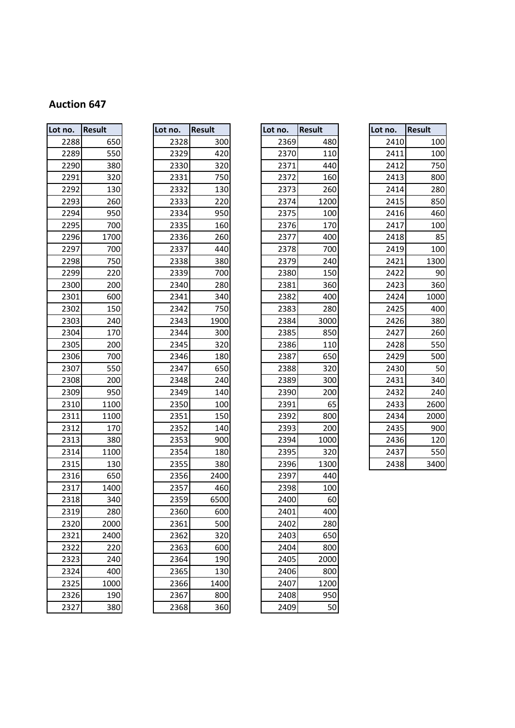**Auction 647**

| Lot no. | Result |
|---|---|
| 2288 | 650 |
| 2289 | 550 |
| 2290 | 380 |
| 2291 | 320 |
| 2292 | 130 |
| 2293 | 260 |
| 2294 | 950 |
| 2295 | 700 |
| 2296 | 1700 |
| 2297 | 700 |
| 2298 | 750 |
| 2299 | 220 |
| 2300 | 200 |
| 2301 | 600 |
| 2302 | 150 |
| 2303 | 240 |
| 2304 | 170 |
| 2305 | 200 |
| 2306 | 700 |
| 2307 | 550 |
| 2308 | 200 |
| 2309 | 950 |
| 2310 | 1100 |
| 2311 | 1100 |
| 2312 | 170 |
| 2313 | 380 |
| 2314 | 1100 |
| 2315 | 130 |
| 2316 | 650 |
| 2317 | 1400 |
| 2318 | 340 |
| 2319 | 280 |
| 2320 | 2000 |
| 2321 | 2400 |
| 2322 | 220 |
| 2323 | 240 |
| 2324 | 400 |
| 2325 | 1000 |
| 2326 | 190 |
| 2327 | 380 |

| Lot no. | Result |
|---|---|
| 2328 | 300 |
| 2329 | 420 |
| 2330 | 320 |
| 2331 | 750 |
| 2332 | 130 |
| 2333 | 220 |
| 2334 | 950 |
| 2335 | 160 |
| 2336 | 260 |
| 2337 | 440 |
| 2338 | 380 |
| 2339 | 700 |
| 2340 | 280 |
| 2341 | 340 |
| 2342 | 750 |
| 2343 | 1900 |
| 2344 | 300 |
| 2345 | 320 |
| 2346 | 180 |
| 2347 | 650 |
| 2348 | 240 |
| 2349 | 140 |
| 2350 | 100 |
| 2351 | 150 |
| 2352 | 140 |
| 2353 | 900 |
| 2354 | 180 |
| 2355 | 380 |
| 2356 | 2400 |
| 2357 | 460 |
| 2359 | 6500 |
| 2360 | 600 |
| 2361 | 500 |
| 2362 | 320 |
| 2363 | 600 |
| 2364 | 190 |
| 2365 | 130 |
| 2366 | 1400 |
| 2367 | 800 |
| 2368 | 360 |

| Lot no. | Result |
|---|---|
| 2369 | 480 |
| 2370 | 110 |
| 2371 | 440 |
| 2372 | 160 |
| 2373 | 260 |
| 2374 | 1200 |
| 2375 | 100 |
| 2376 | 170 |
| 2377 | 400 |
| 2378 | 700 |
| 2379 | 240 |
| 2380 | 150 |
| 2381 | 360 |
| 2382 | 400 |
| 2383 | 280 |
| 2384 | 3000 |
| 2385 | 850 |
| 2386 | 110 |
| 2387 | 650 |
| 2388 | 320 |
| 2389 | 300 |
| 2390 | 200 |
| 2391 | 65 |
| 2392 | 800 |
| 2393 | 200 |
| 2394 | 1000 |
| 2395 | 320 |
| 2396 | 1300 |
| 2397 | 440 |
| 2398 | 100 |
| 2400 | 60 |
| 2401 | 400 |
| 2402 | 280 |
| 2403 | 650 |
| 2404 | 800 |
| 2405 | 2000 |
| 2406 | 800 |
| 2407 | 1200 |
| 2408 | 950 |
| 2409 | 50 |

| Lot no. | Result |
|---|---|
| 2410 | 100 |
| 2411 | 100 |
| 2412 | 750 |
| 2413 | 800 |
| 2414 | 280 |
| 2415 | 850 |
| 2416 | 460 |
| 2417 | 100 |
| 2418 | 85 |
| 2419 | 100 |
| 2421 | 1300 |
| 2422 | 90 |
| 2423 | 360 |
| 2424 | 1000 |
| 2425 | 400 |
| 2426 | 380 |
| 2427 | 260 |
| 2428 | 550 |
| 2429 | 500 |
| 2430 | 50 |
| 2431 | 340 |
| 2432 | 240 |
| 2433 | 2600 |
| 2434 | 2000 |
| 2435 | 900 |
| 2436 | 120 |
| 2437 | 550 |
| 2438 | 3400 |